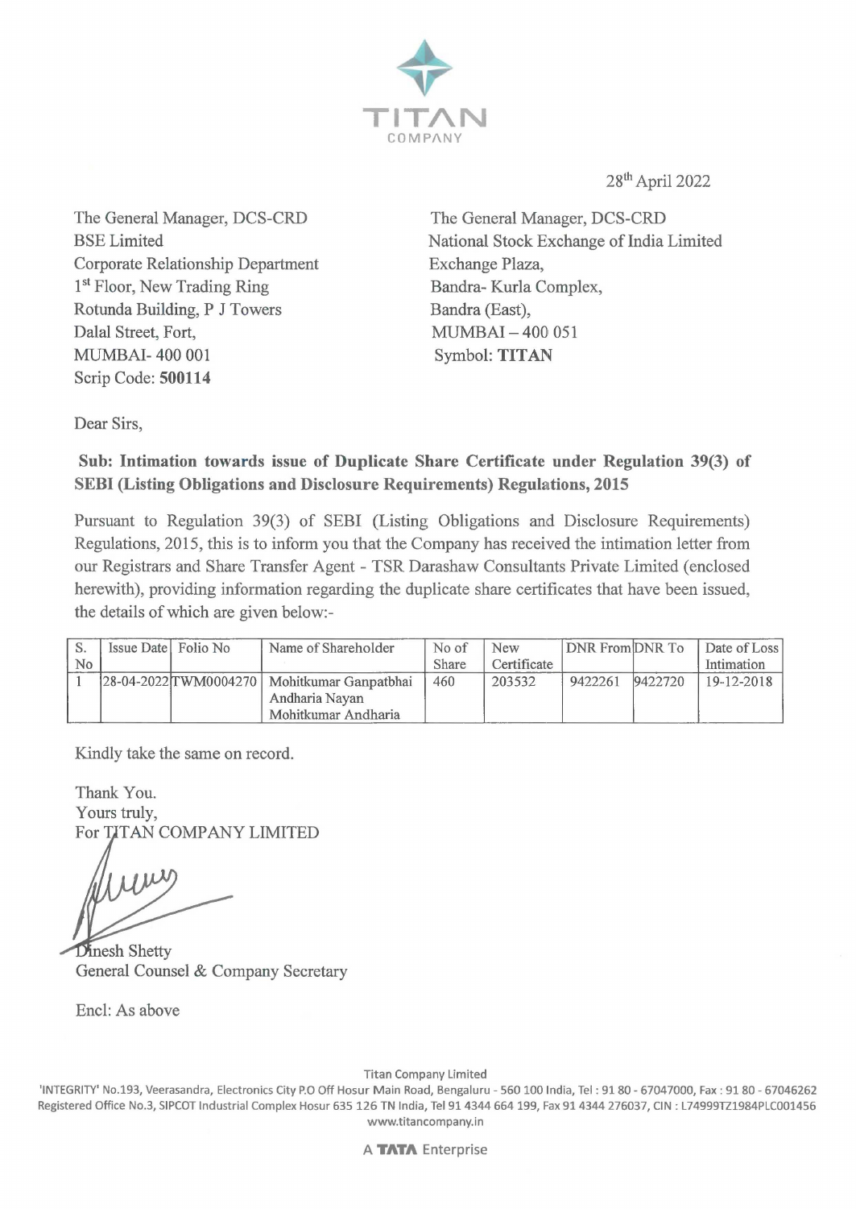28th April 2022

The General Manager, DCS-CRD
BSE Limited
Corporate Relationship Department
1st Floor, New Trading Ring
Rotunda Building, P J Towers
Dalal Street, Fort,
MUMBAI- 400 001
Scrip Code: **500114**

The General Manager, DCS-CRD
National Stock Exchange of India Limited
Exchange Plaza,
Bandra- Kurla Complex,
Bandra (East),
MUMBAI – 400 051
Symbol: **TITAN**

Dear Sirs,

**Sub: Intimation towards issue of Duplicate Share Certificate under Regulation 39(3) of SEBI (Listing Obligations and Disclosure Requirements) Regulations, 2015**

Pursuant to Regulation 39(3) of SEBI (Listing Obligations and Disclosure Requirements) Regulations, 2015, this is to inform you that the Company has received the intimation letter from our Registrars and Share Transfer Agent - TSR Darashaw Consultants Private Limited (enclosed herewith), providing information regarding the duplicate share certificates that have been issued, the details of which are given below:-

| S. No | Issue Date | Folio No | Name of Shareholder | No of Share | New Certificate | DNR From | DNR To | Date of Loss Intimation |
|---|---|---|---|---|---|---|---|---|
| 1 | 28-04-2022 | TWM0004270 | Mohitkumar Ganpatbhai Andharia Nayan Mohitkumar Andharia | 460 | 203532 | 9422261 | 9422720 | 19-12-2018 |

Kindly take the same on record.

Thank You.
Yours truly,
For TITAN COMPANY LIMITED

Dinesh Shetty
General Counsel & Company Secretary

Encl: As above

Titan Company Limited
'INTEGRITY' No.193, Veerasandra, Electronics City P.O Off Hosur Main Road, Bengaluru - 560 100 India, Tel : 91 80 - 67047000, Fax : 91 80 - 67046262
Registered Office No.3, SIPCOT Industrial Complex Hosur 635 126 TN India, Tel 91 4344 664 199, Fax 91 4344 276037, CIN : L74999TZ1984PLC001456
www.titancompany.in

A TATA Enterprise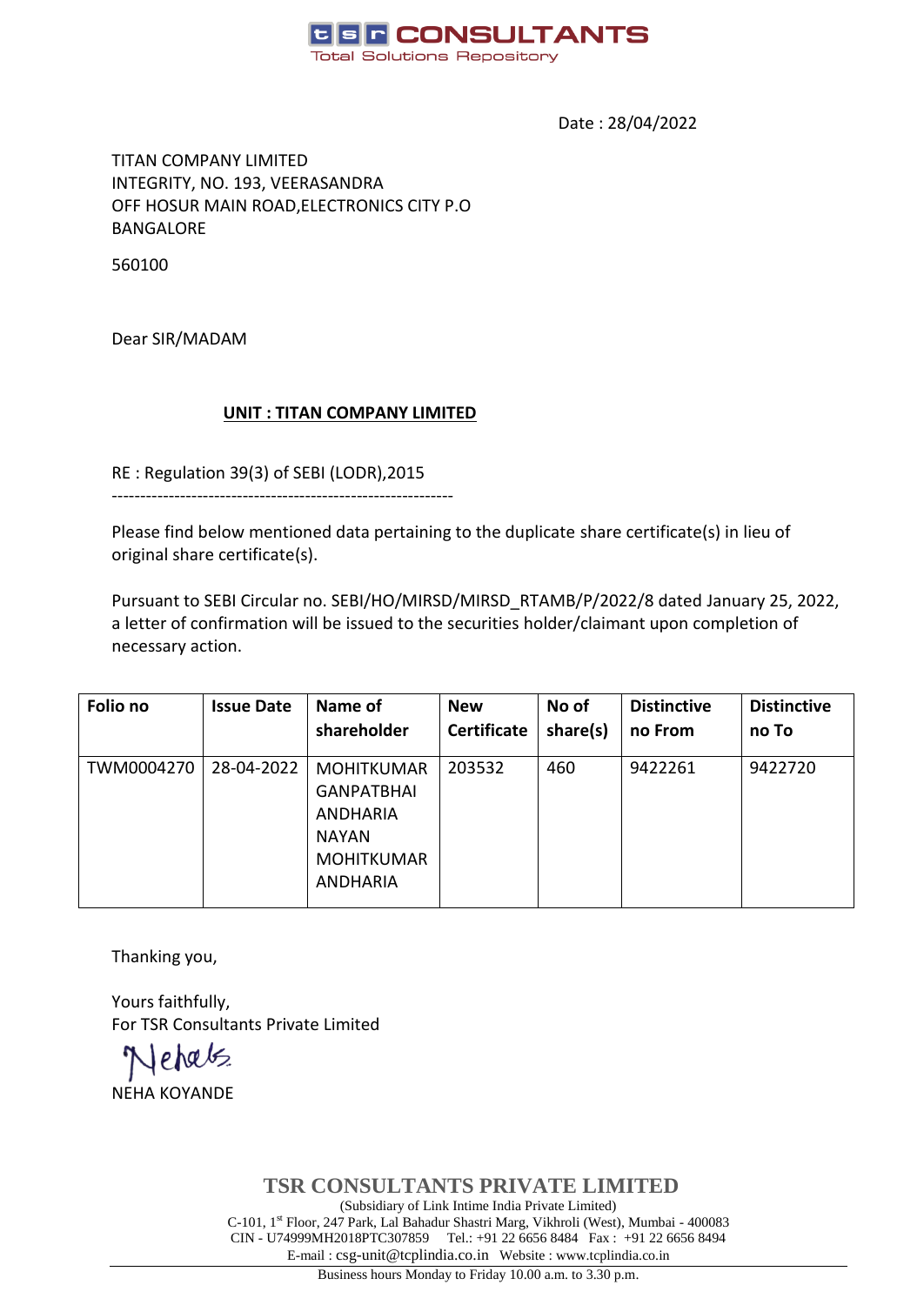**tsr CONSULTANTS**
Total Solutions Repository

Date : 28/04/2022

TITAN COMPANY LIMITED
INTEGRITY, NO. 193, VEERASANDRA
OFF HOSUR MAIN ROAD,ELECTRONICS CITY P.O
BANGALORE

560100

Dear SIR/MADAM

**UNIT : TITAN COMPANY LIMITED**

RE : Regulation 39(3) of SEBI (LODR),2015

------------------------------------------------------------

Please find below mentioned data pertaining to the duplicate share certificate(s) in lieu of original share certificate(s).

Pursuant to SEBI Circular no. SEBI/HO/MIRSD/MIRSD_RTAMB/P/2022/8 dated January 25, 2022, a letter of confirmation will be issued to the securities holder/claimant upon completion of necessary action.

| Folio no | Issue Date | Name of shareholder | New Certificate | No of share(s) | Distinctive no From | Distinctive no To |
|---|---|---|---|---|---|---|
| TWM0004270 | 28-04-2022 | MOHITKUMAR GANPATBHAI ANDHARIA NAYAN MOHITKUMAR ANDHARIA | 203532 | 460 | 9422261 | 9422720 |

Thanking you,

Yours faithfully,
For TSR Consultants Private Limited

NEHA KOYANDE

**TSR CONSULTANTS PRIVATE LIMITED**
(Subsidiary of Link Intime India Private Limited)
C-101, 1st Floor, 247 Park, Lal Bahadur Shastri Marg, Vikhroli (West), Mumbai - 400083
CIN - U74999MH2018PTC307859 Tel.: +91 22 6656 8484 Fax : +91 22 6656 8494
E-mail : csg-unit@tcplindia.co.in Website : www.tcplindia.co.in
Business hours Monday to Friday 10.00 a.m. to 3.30 p.m.